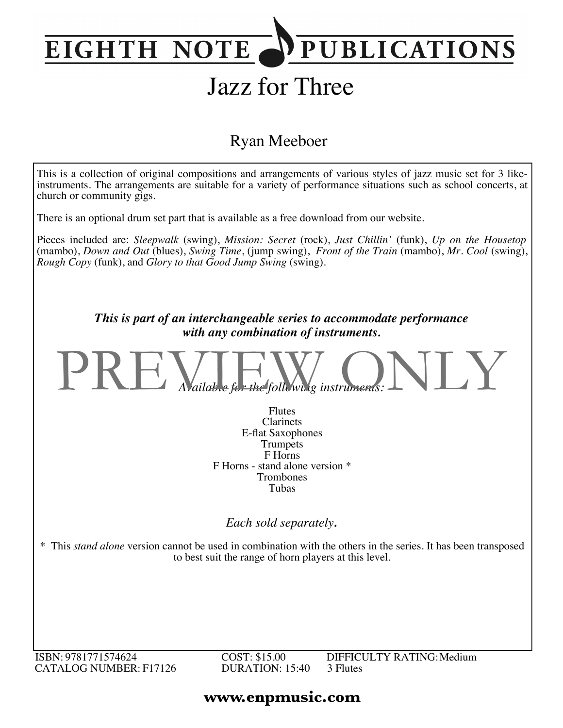# EIGHTH NOTE PUBLICATIONS

# Jazz for Three

## Ryan Meeboer

This is a collection of original compositions and arrangements of various styles of jazz music set for 3 like-instruments. The arrangements are suitable for a variety of performance situations such as school concerts, at church or community gigs.

There is an optional drum set part that is available as a free download from our website.

Pieces included are: *Sleepwalk* (swing), *Mission: Secret* (rock), *Just Chillin'* (funk), *Up on the Housetop* (mambo), *Down and Out* (blues), *Swing Time*, (jump swing), *Front of the Train* (mambo), *Mr. Cool* (swing), *Rough Copy* (funk), and *Glory to that Good Jump Swing* (swing).

***This is part of an interchangeable series to accommodate performance with any combination of instruments.***

PREVIEW ONLY

*Available for the following instruments:*

Flutes
Clarinets
E-flat Saxophones
Trumpets
F Horns
F Horns - stand alone version *
Trombones
Tubas

*Each sold separately.*

* This *stand alone* version cannot be used in combination with the others in the series. It has been transposed to best suit the range of horn players at this level.

ISBN: 9781771574624
CATALOG NUMBER: F17126

COST: $15.00
DURATION: 15:40

DIFFICULTY RATING: Medium
3 Flutes

**www.enpmusic.com**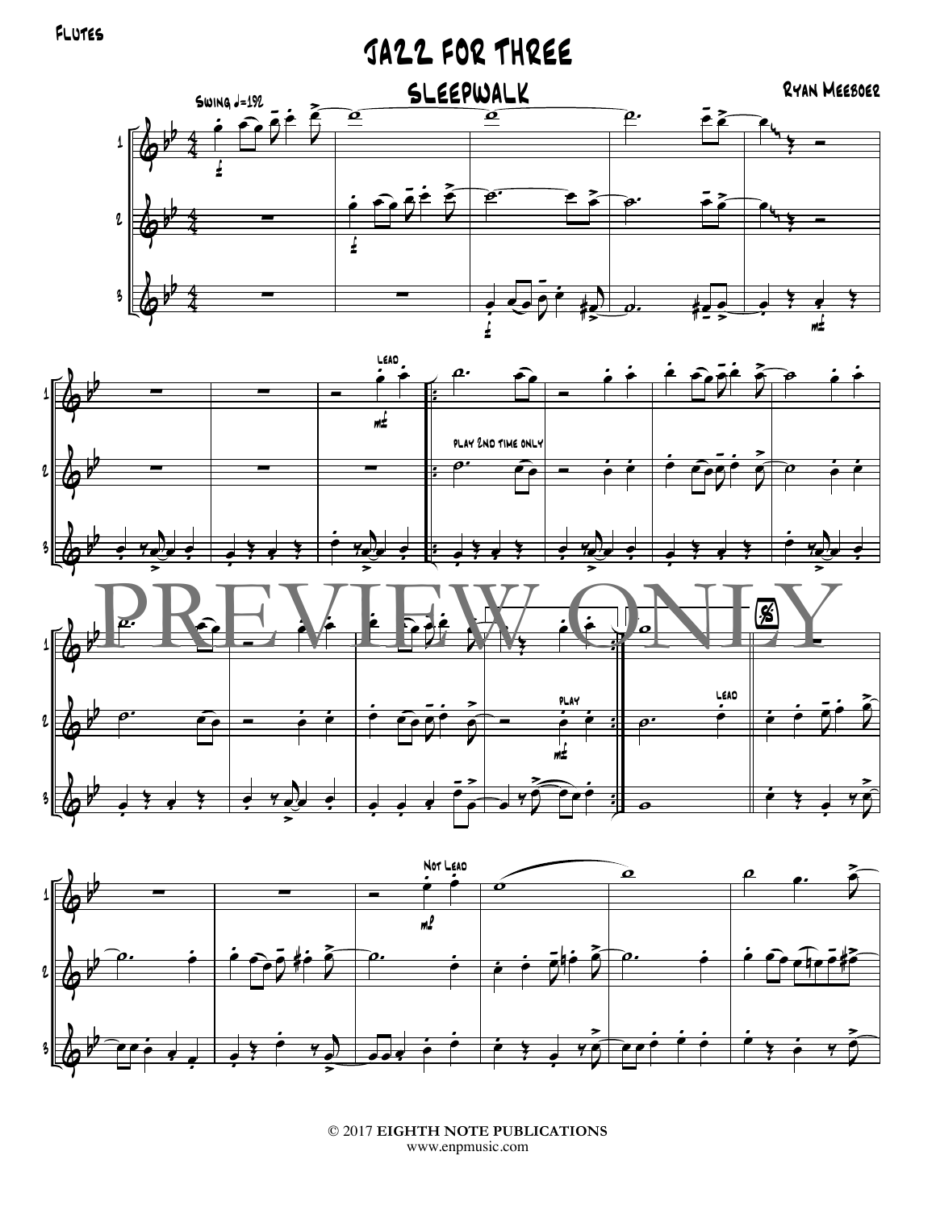Flutes

# Jazz for Three

## Sleepwalk

Ryan Meeboer

Swing ♩=192

Lead

play 2nd time only

PREVIEW ONLY

play

Lead

Not Lead

© 2017 **EIGHTH NOTE PUBLICATIONS**
www.enpmusic.com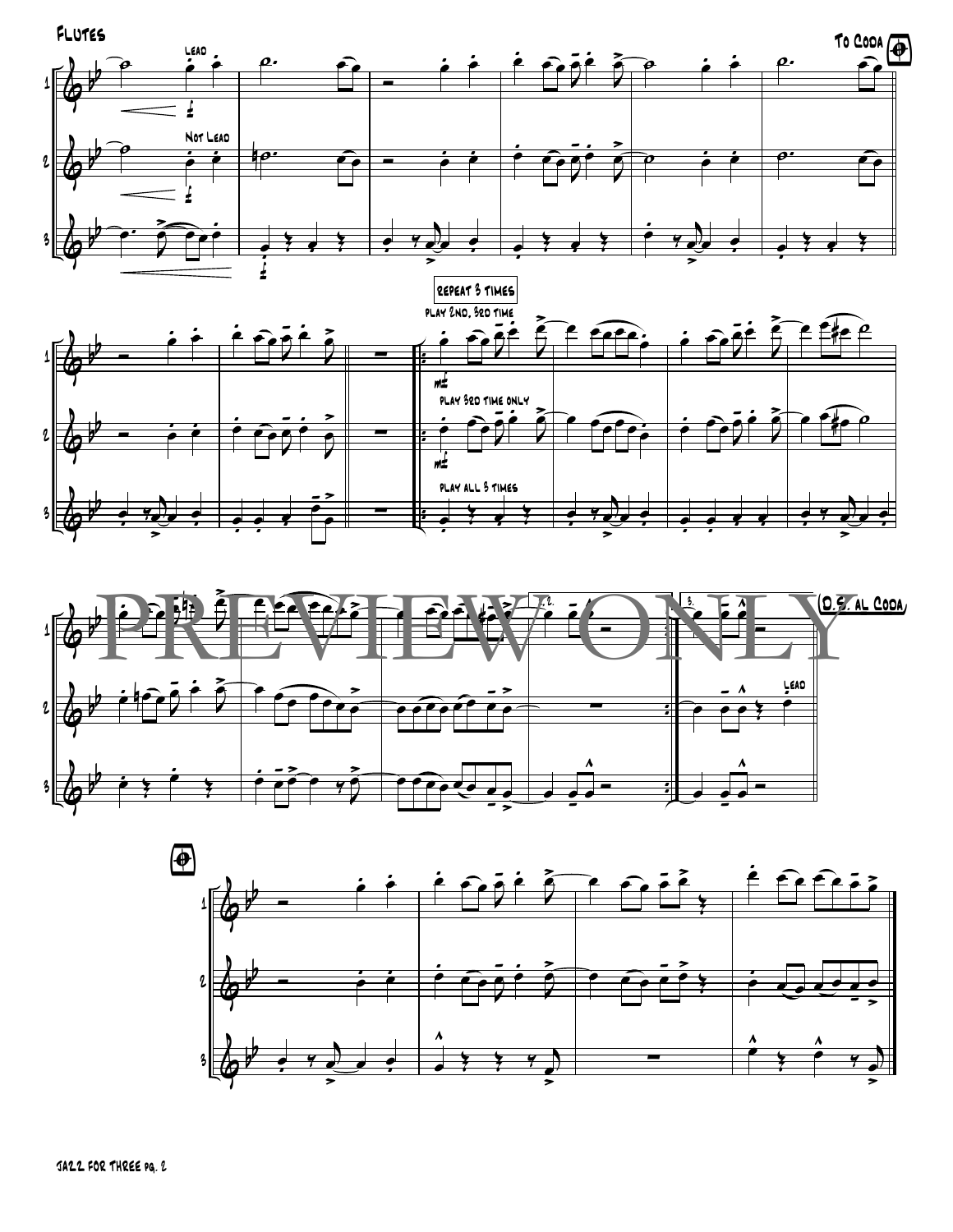Flutes

To Coda

Lead

Not Lead

repeat 3 times

play 2nd, 3rd time

play 3rd time only

play all 3 times

mf

D.S. al Coda

Lead

PREVIEW ONLY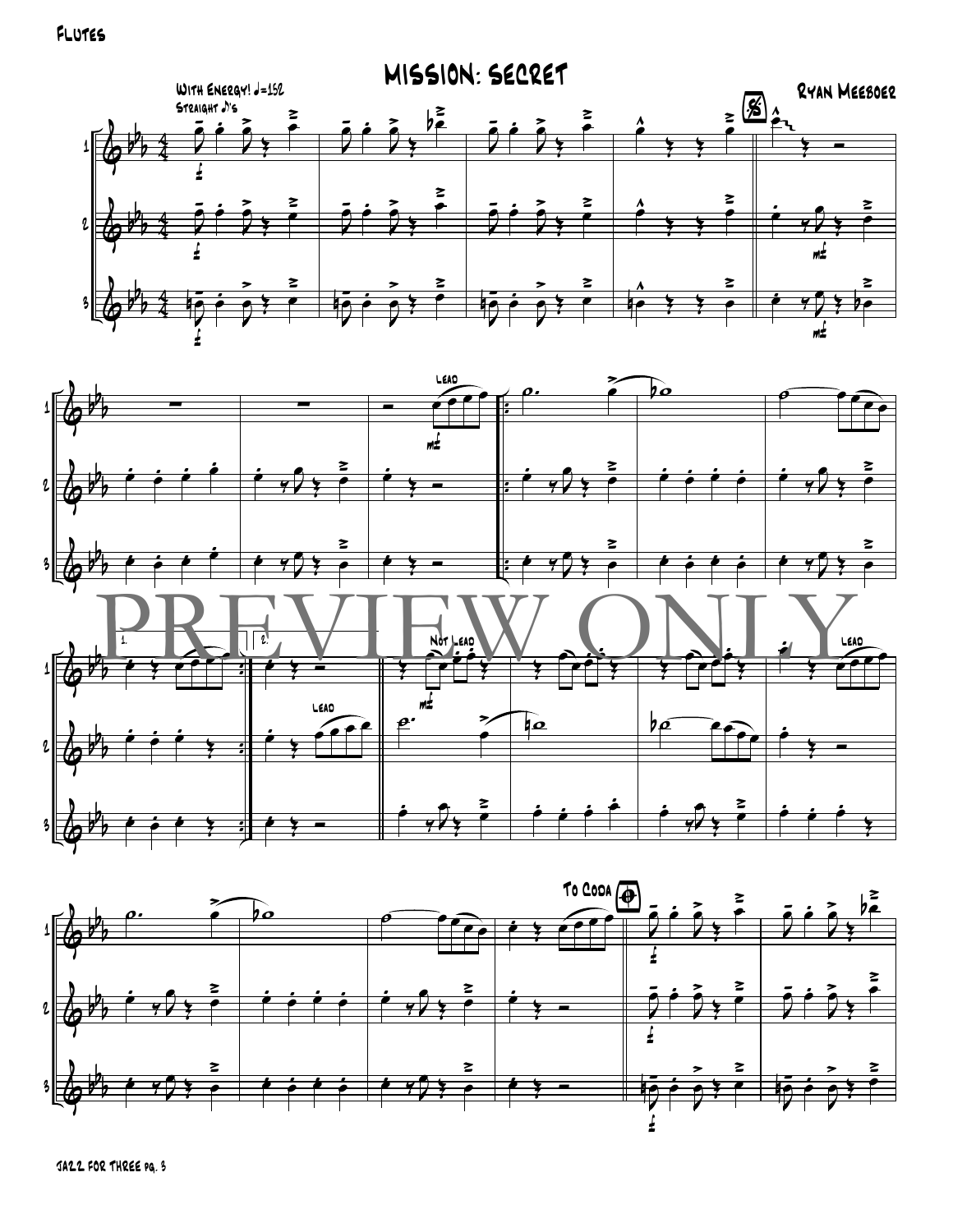Flutes

# MISSION: SECRET

With Energy! ♩=152
Straight ♪'s

Ryan Meeboer

Lead

Not Lead

Lead

To Coda

PREVIEW ONLY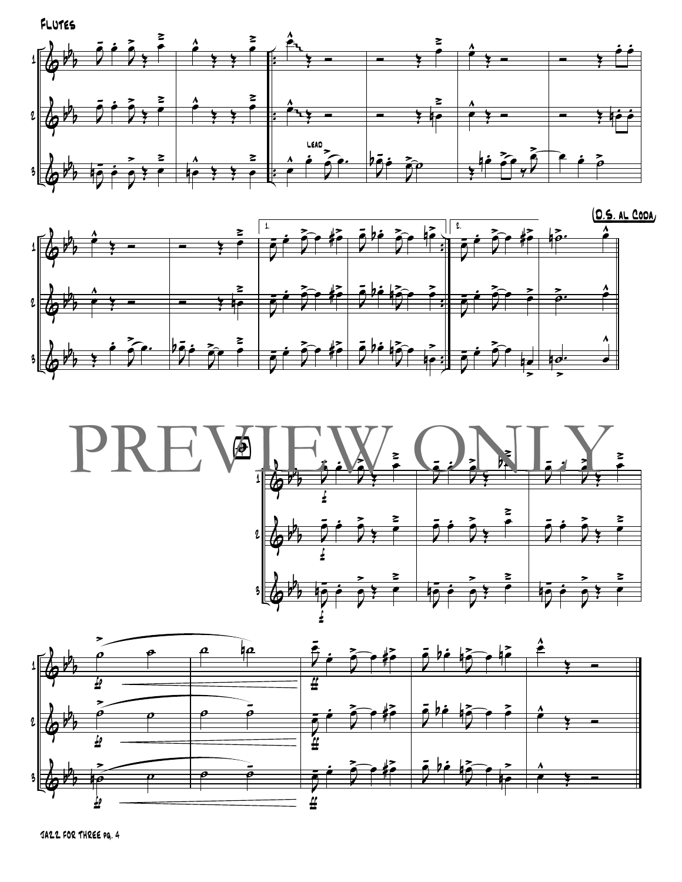Flutes

LEAD

(D.S. al Coda)

PREVIEW ONLY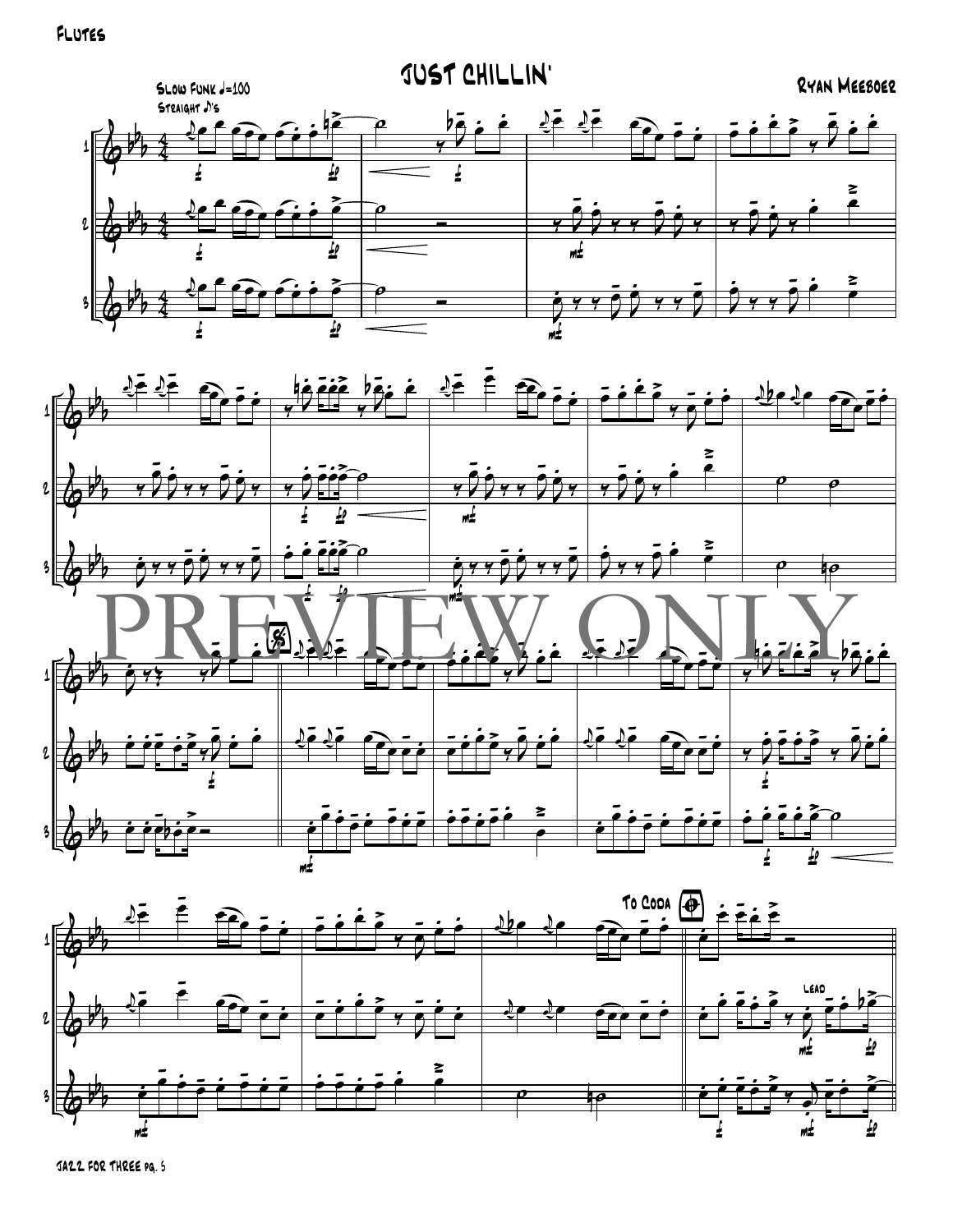Flutes

# Just Chillin'

Ryan Meeboer

Slow Funk ♩=100
Straight ♪'s

PREVIEW ONLY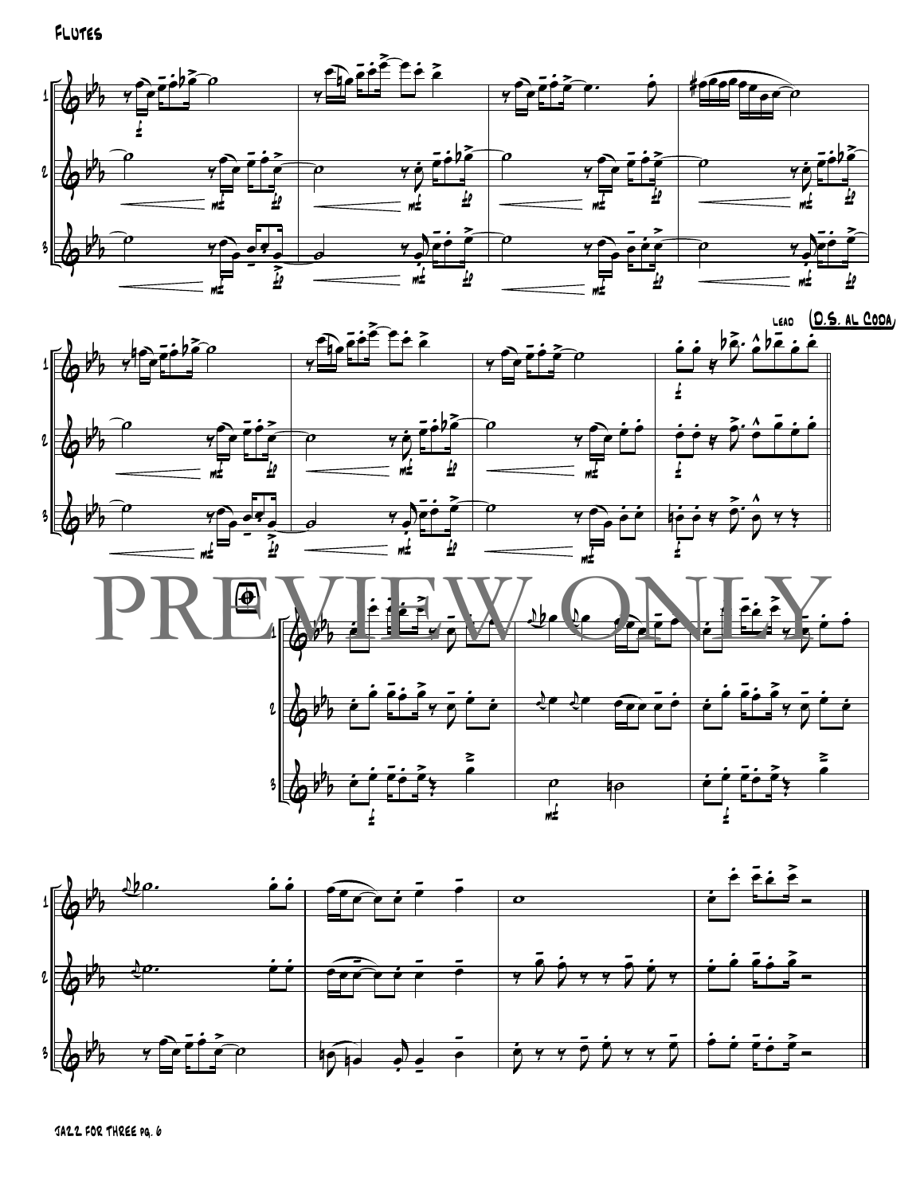Flutes

Lead

(D.S. al Coda)

PREVIEW ONLY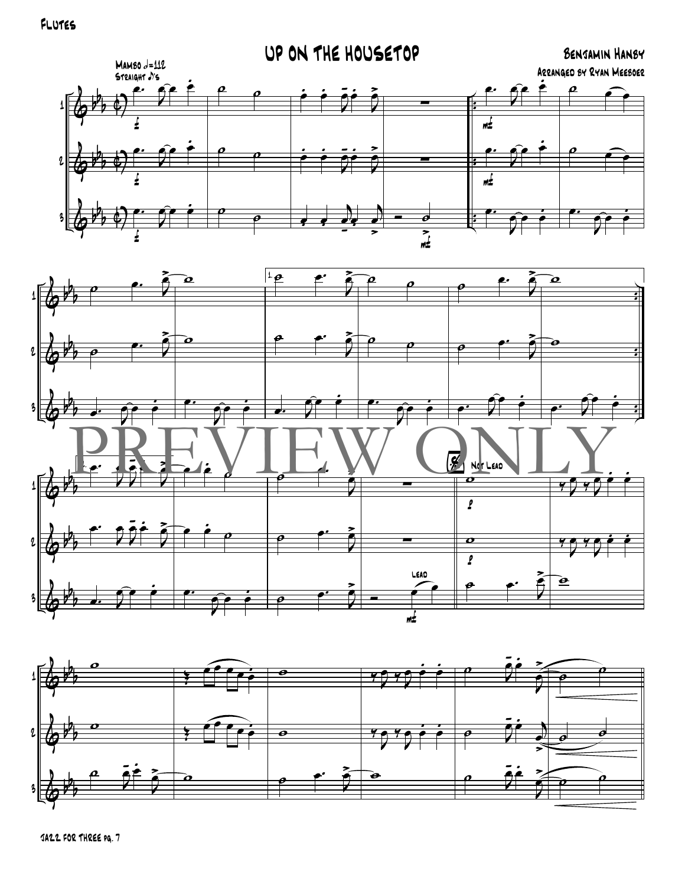Flutes

# Up on the Housetop

Benjamin Hanby

Arranged by Ryan Meeboer

Mambo ♩=112
Straight ♪'s

PREVIEW ONLY

Jazz for Three pg. 7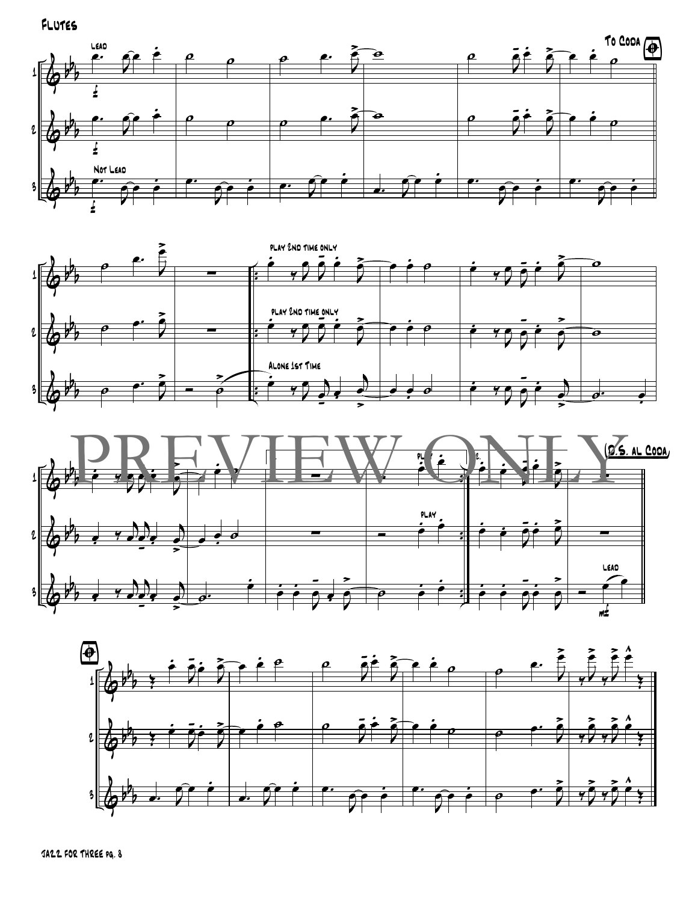# Flutes

Lead

Not Lead

To Coda

play 2nd time only

play 2nd time only

Alone 1st Time

play

play

(D.S. al Coda)

Lead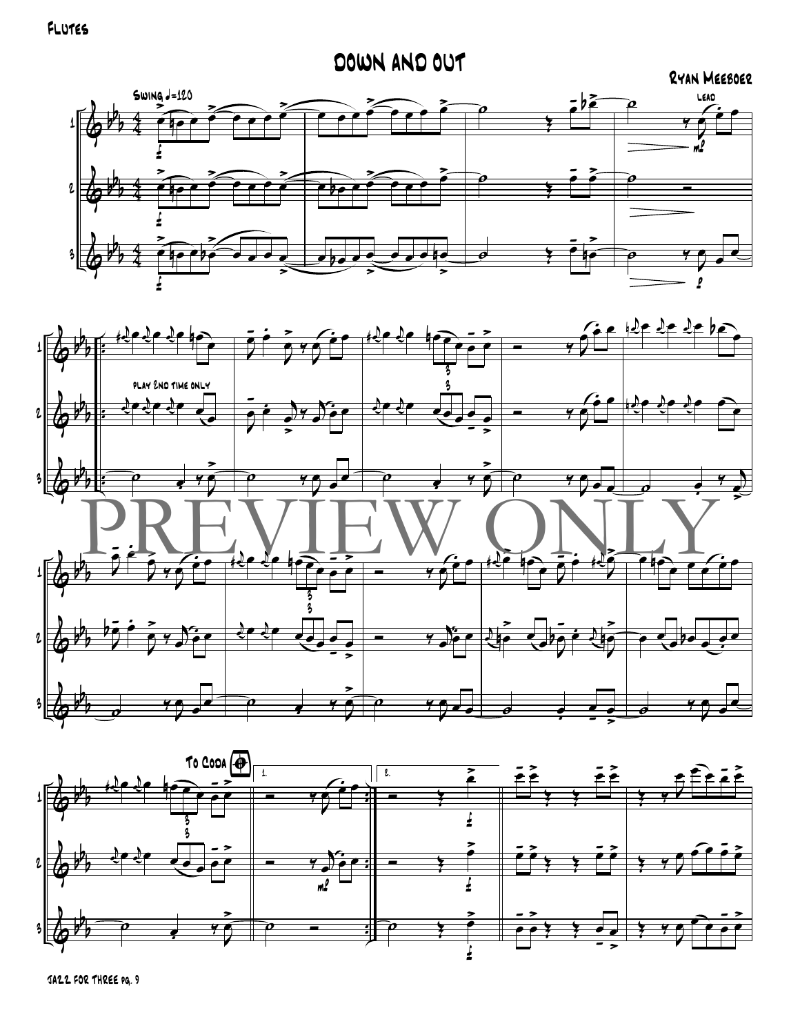Flutes

# DOWN AND OUT

Ryan Meeboer

Swing ♩=120

Lead

play 2nd time only

PREVIEW ONLY

To Coda

1.

2.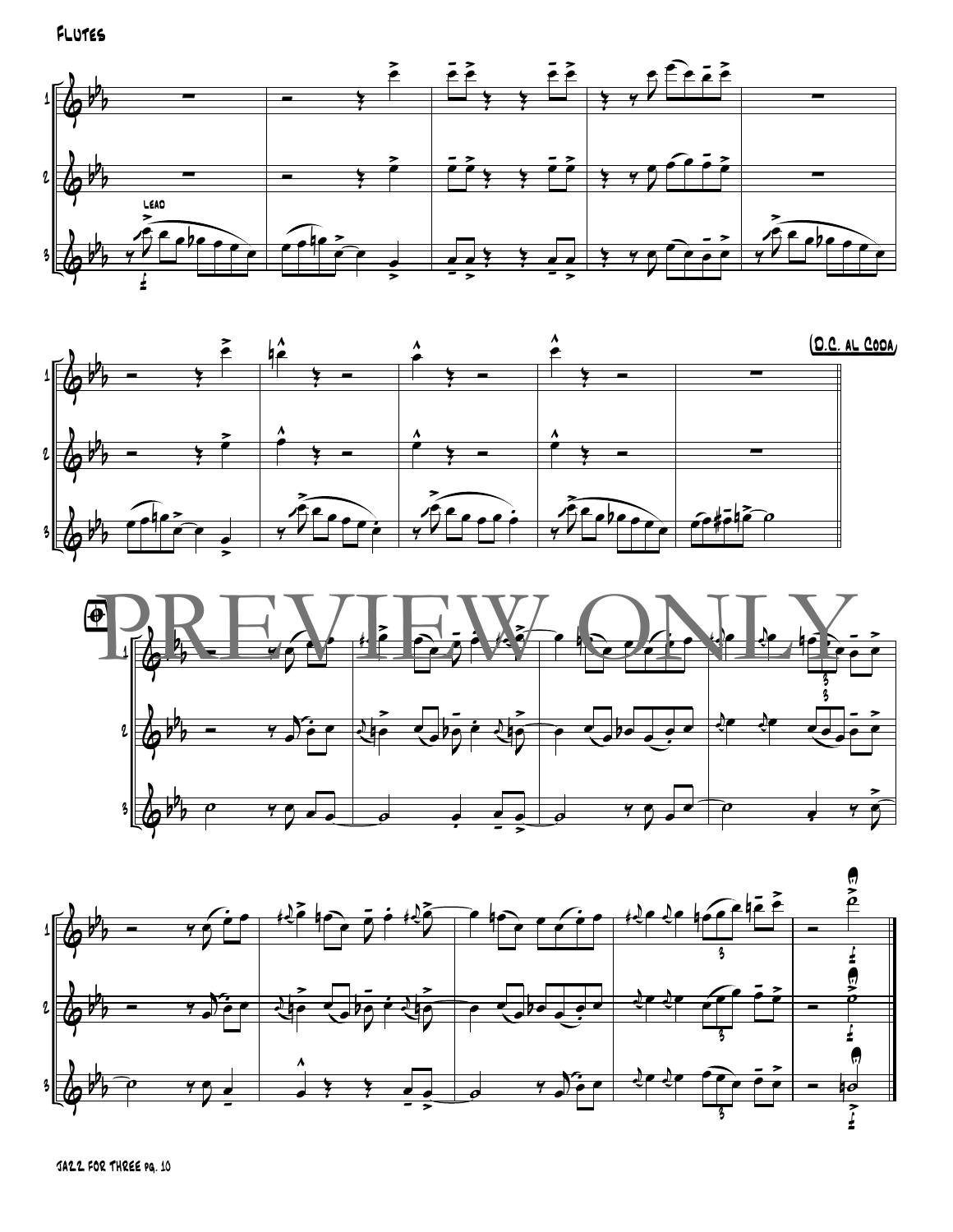Flutes

Lead

(D.C. al Coda)

PREVIEW ONLY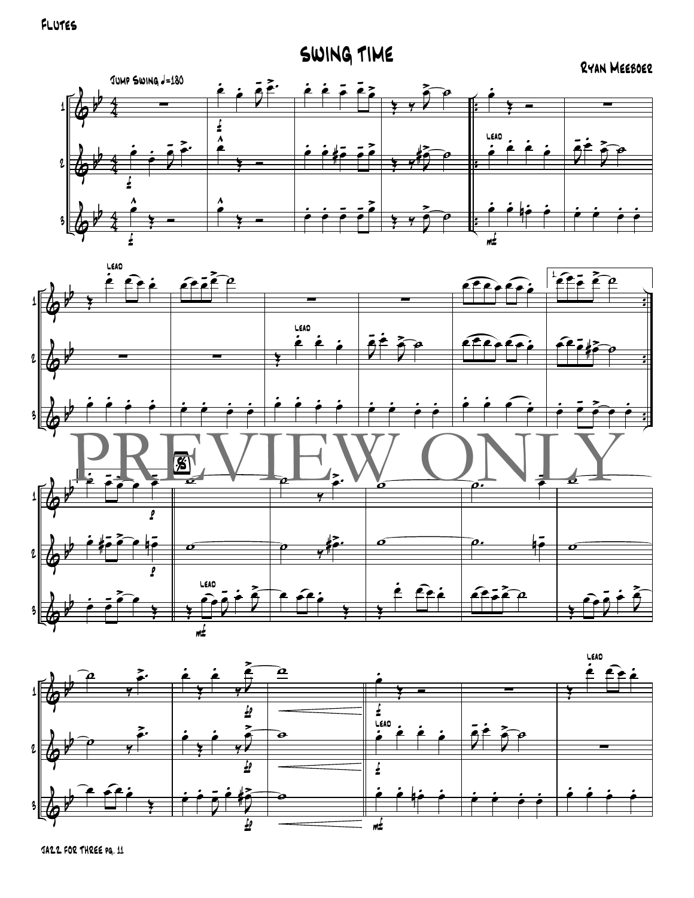Flutes

# SWING TIME

Ryan Meeboer

Jump Swing ♩=180

PREVIEW ONLY

JAZZ FOR THREE pg. 11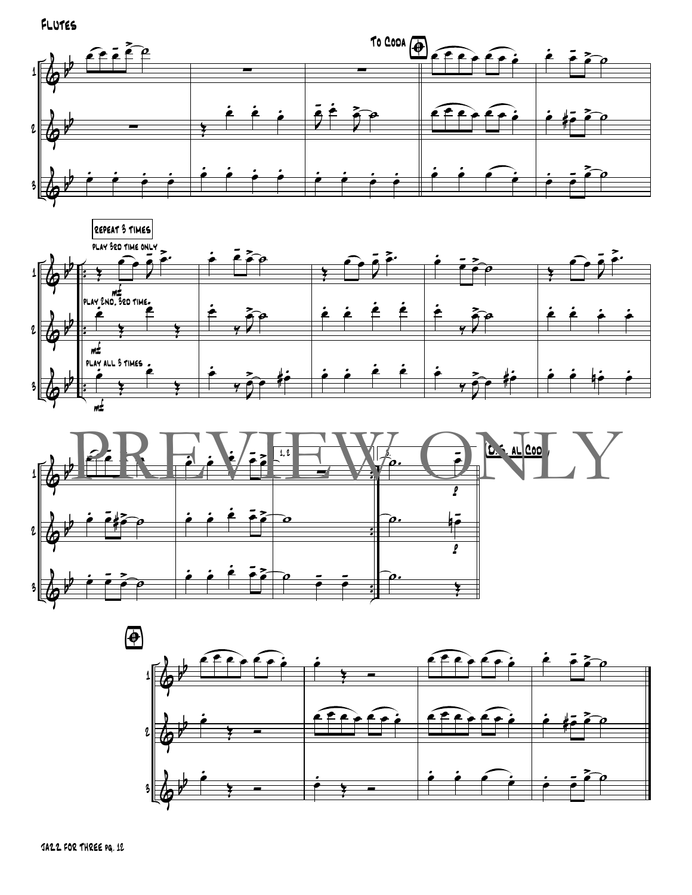Flutes

To Coda

repeat 3 times

play 3rd time only

play 2nd, 3rd time.

play all 3 times

mf

1, 2

3.

D.S. al Coda

PREVIEW ONLY

Jazz for Three pg. 12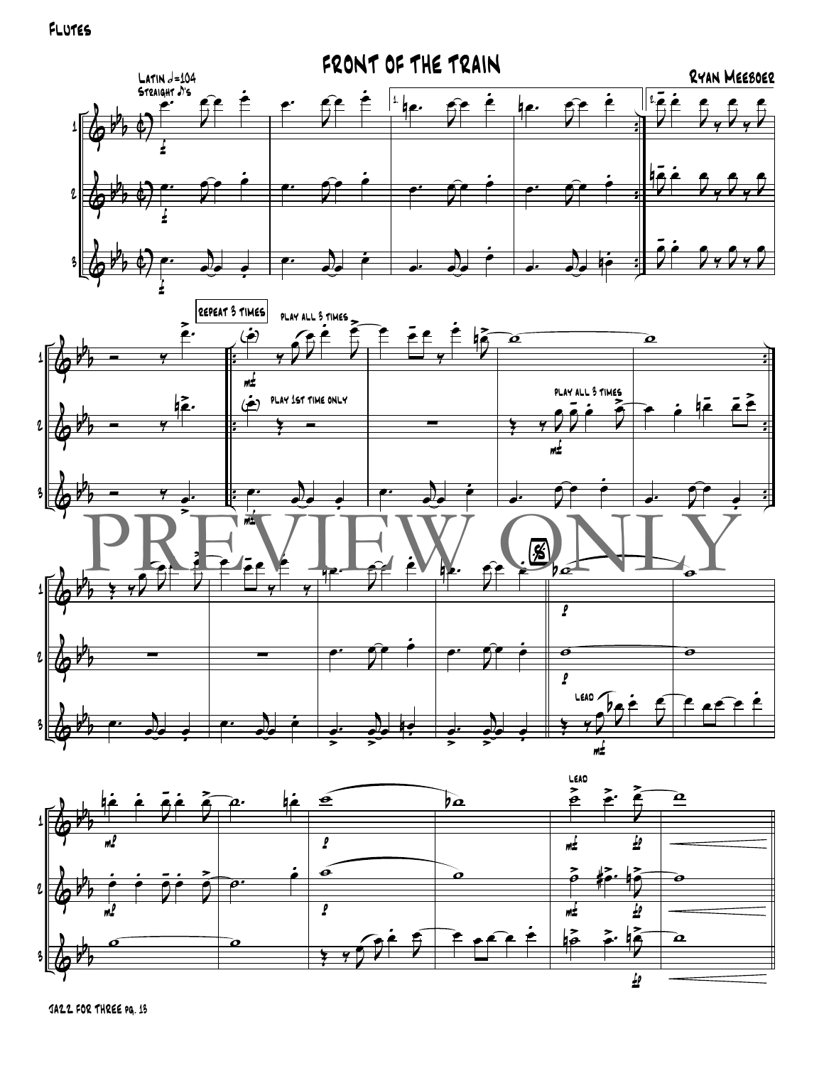Flutes

# FRONT OF THE TRAIN

Ryan Meeboer

Latin ♩=104
Straight ♪'s

repeat 3 times

play all 3 times

play 1st time only

play all 3 times

Lead

Lead

PREVIEW ONLY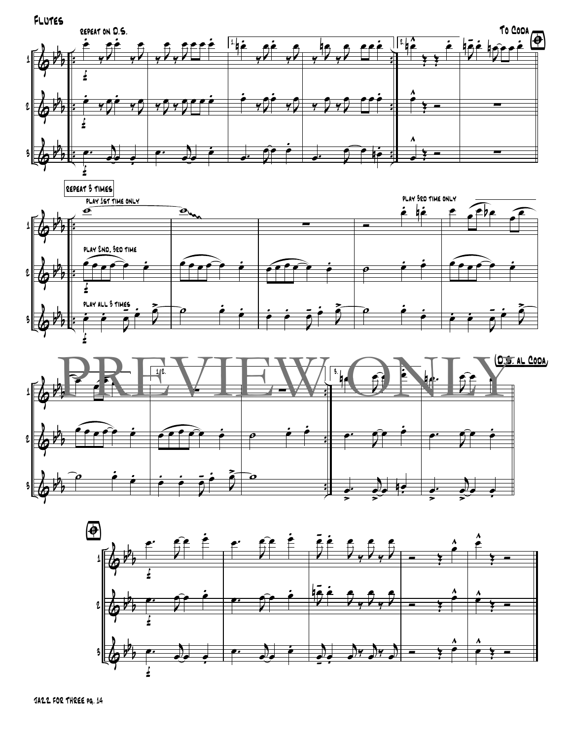Flutes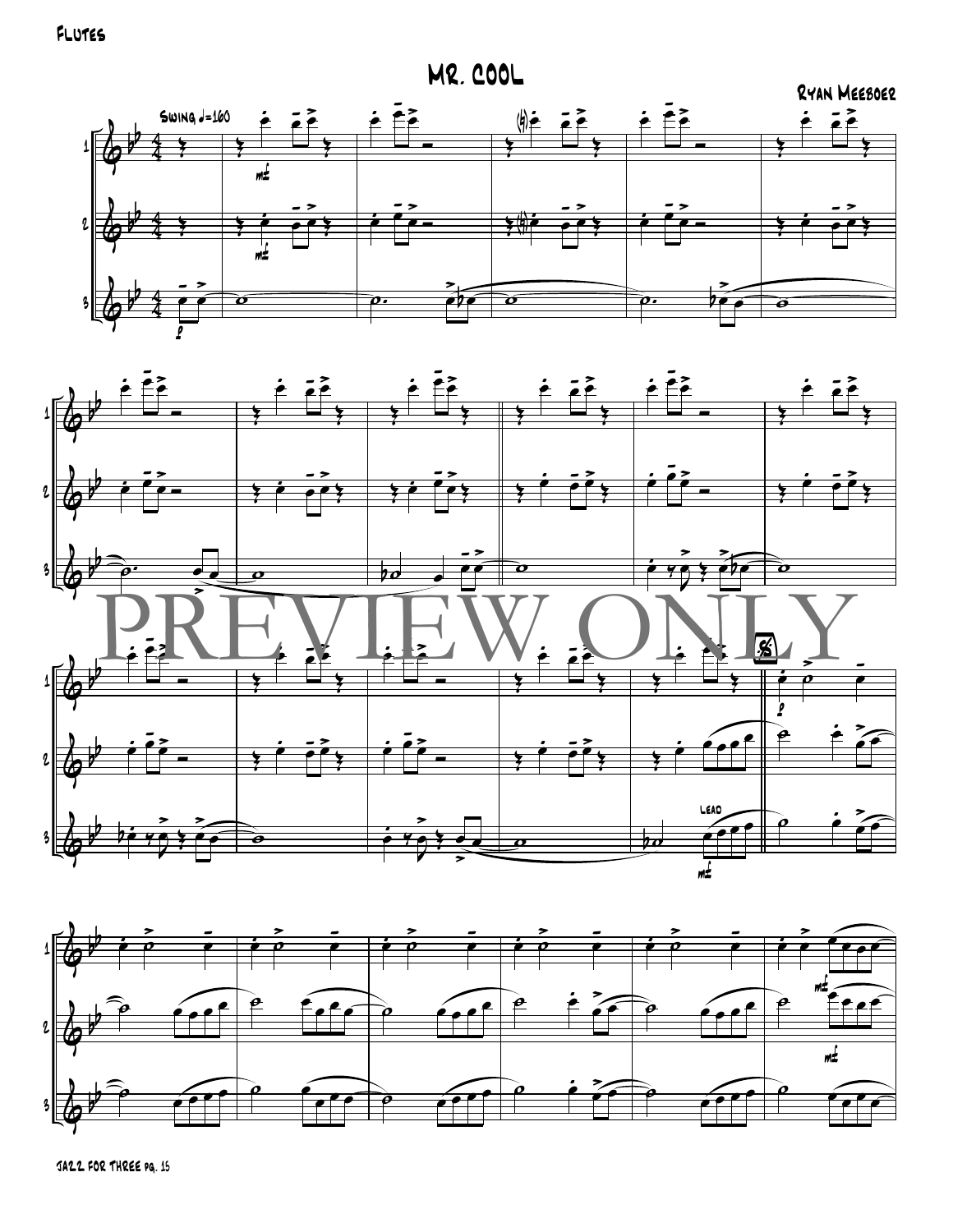Flutes

# Mr. Cool

Ryan Meeboer

Swing ♩=160

PREVIEW ONLY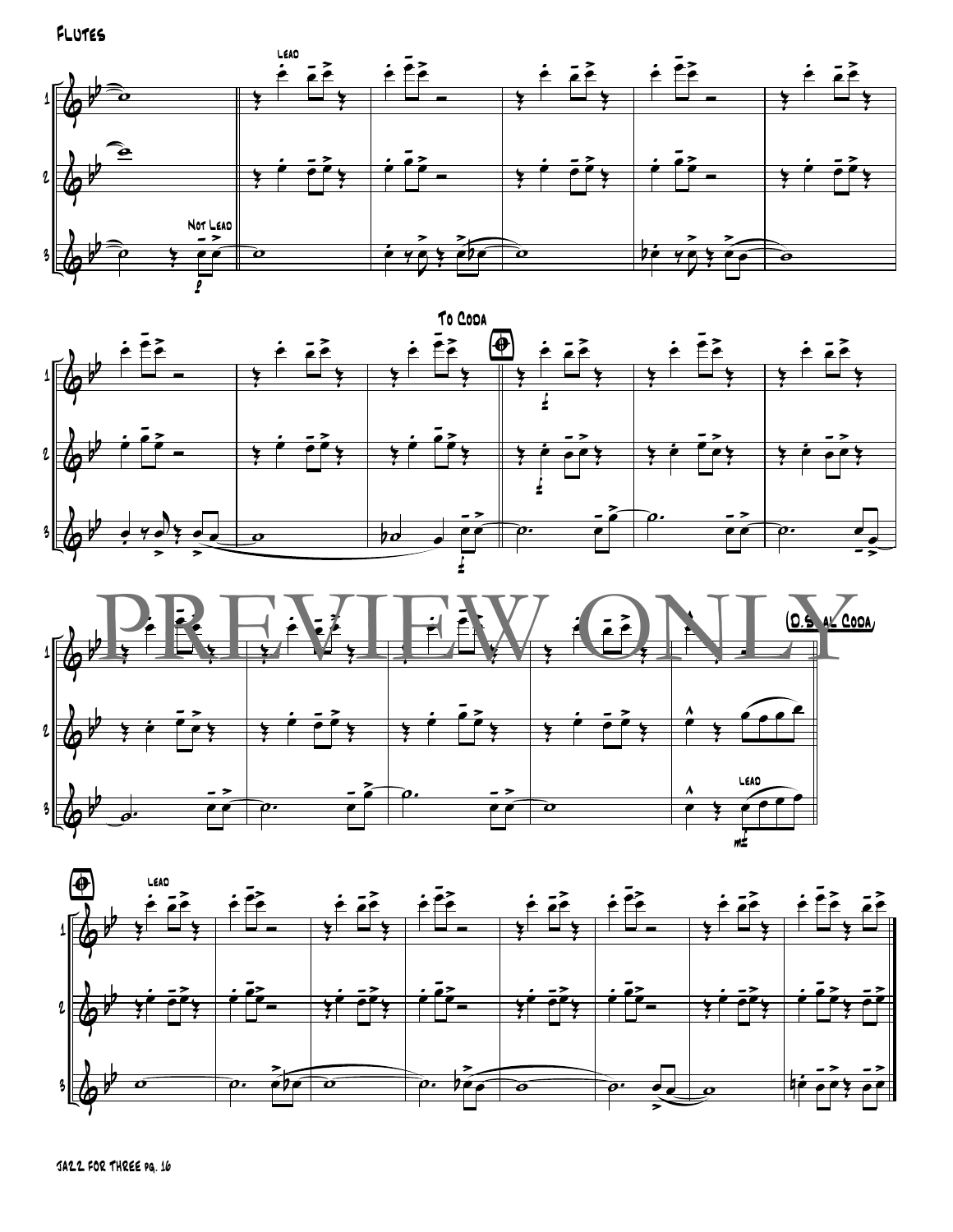Flutes

Lead

Not Lead

To Coda

(D.S. al Coda)

Lead

Lead

PREVIEW ONLY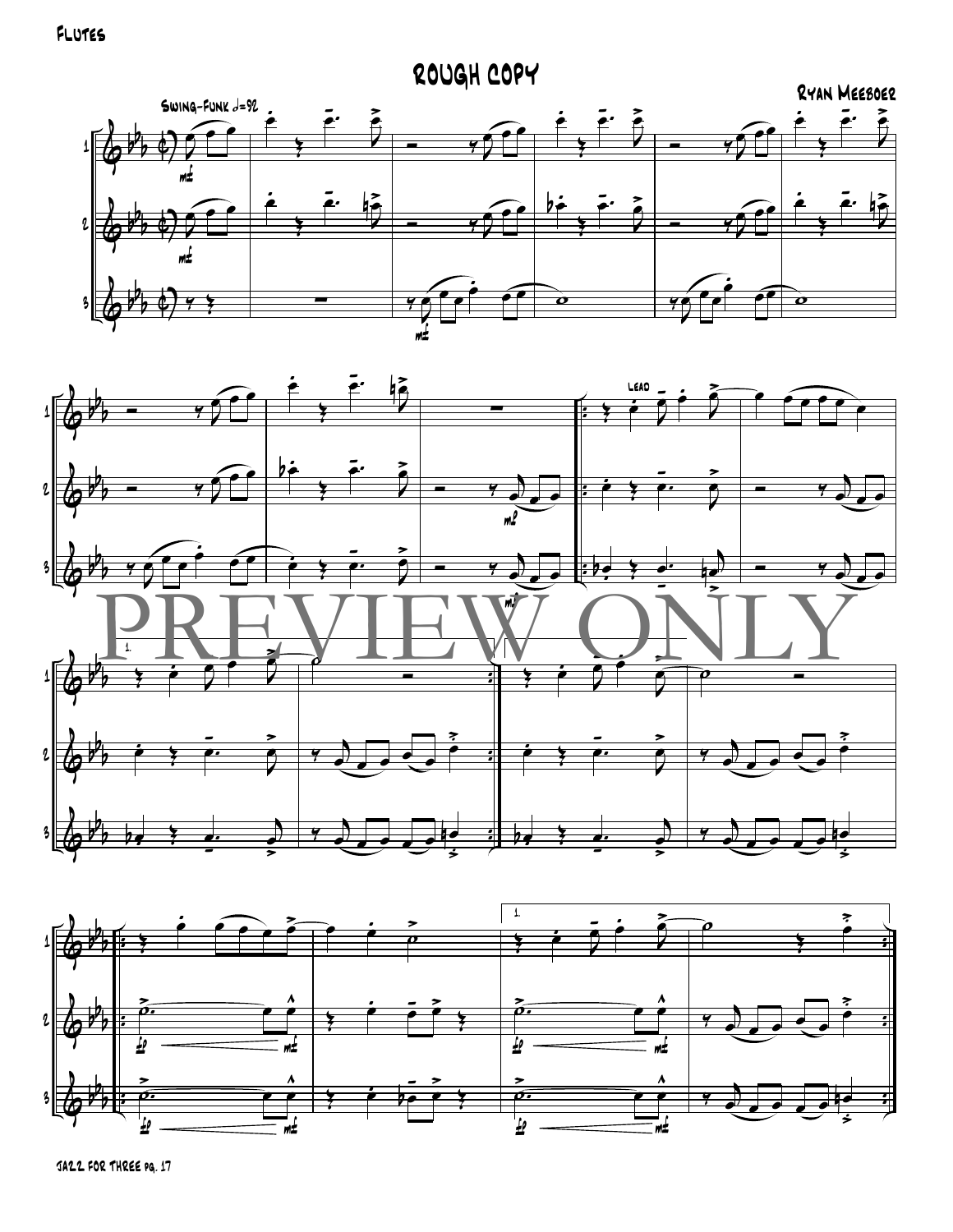Flutes

# Rough Copy

Ryan Meeboer

Swing-Funk ♩=92

PREVIEW ONLY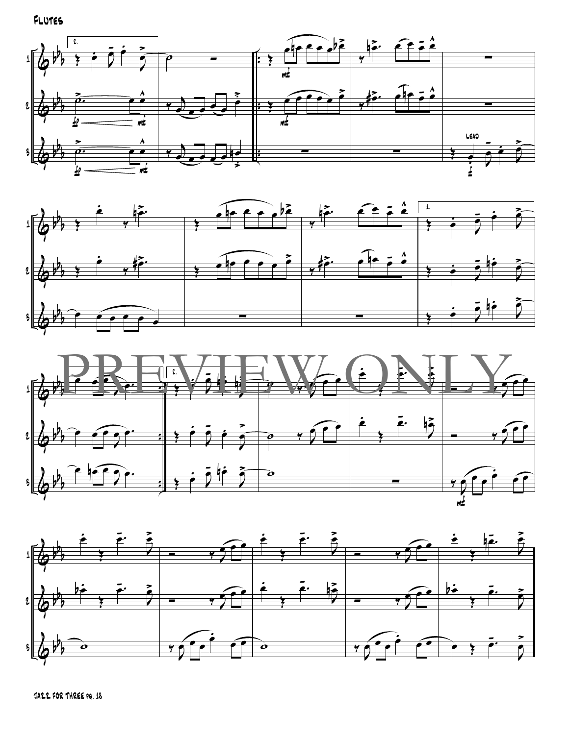Flutes

LEAD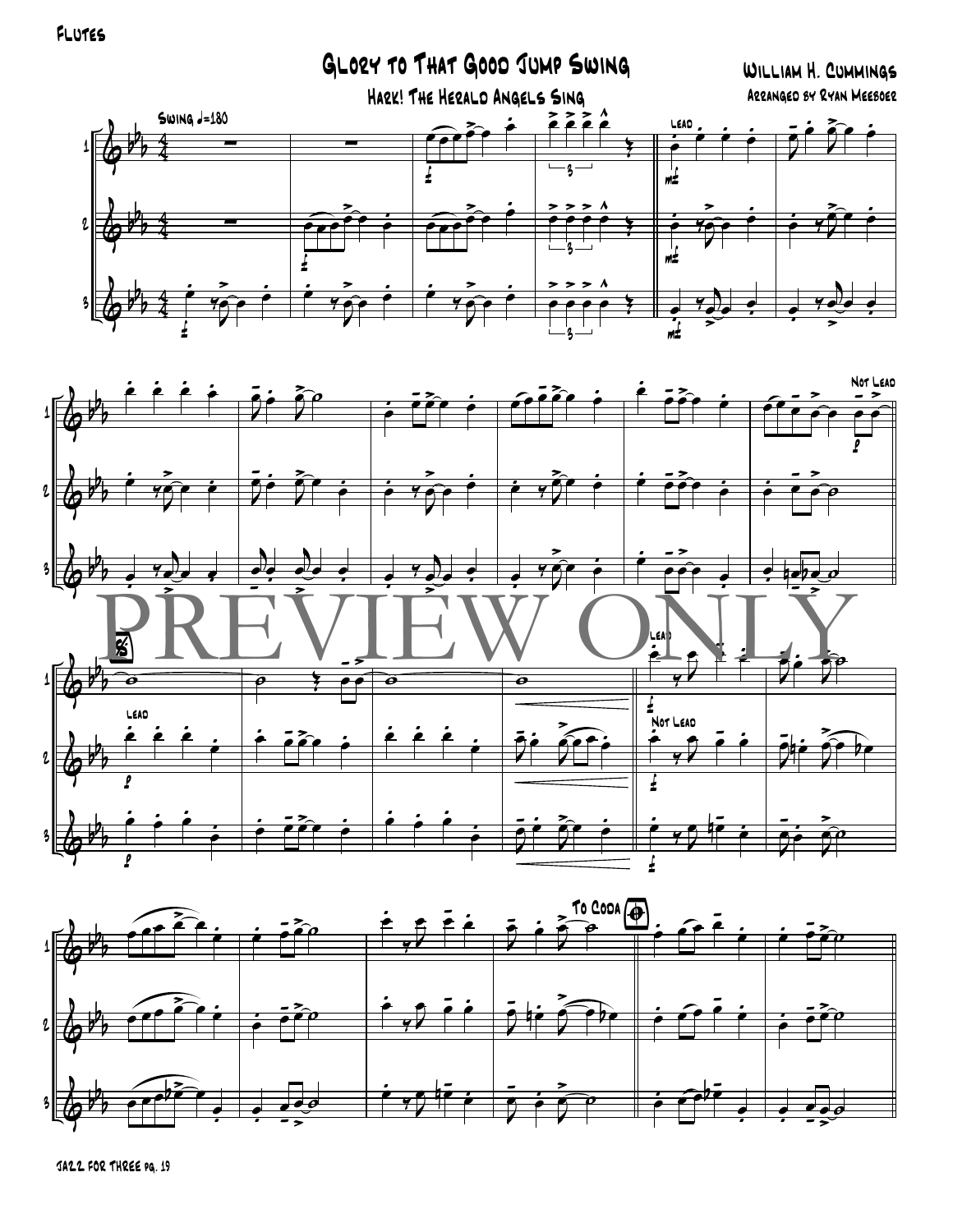Flutes

# Glory to That Good Jump Swing

## Hark! The Herald Angels Sing

William H. Cummings

Arranged by Ryan Meeboer

Swing ♩=180

Lead

Not Lead

Lead

Lead

Not Lead

To Coda

PREVIEW ONLY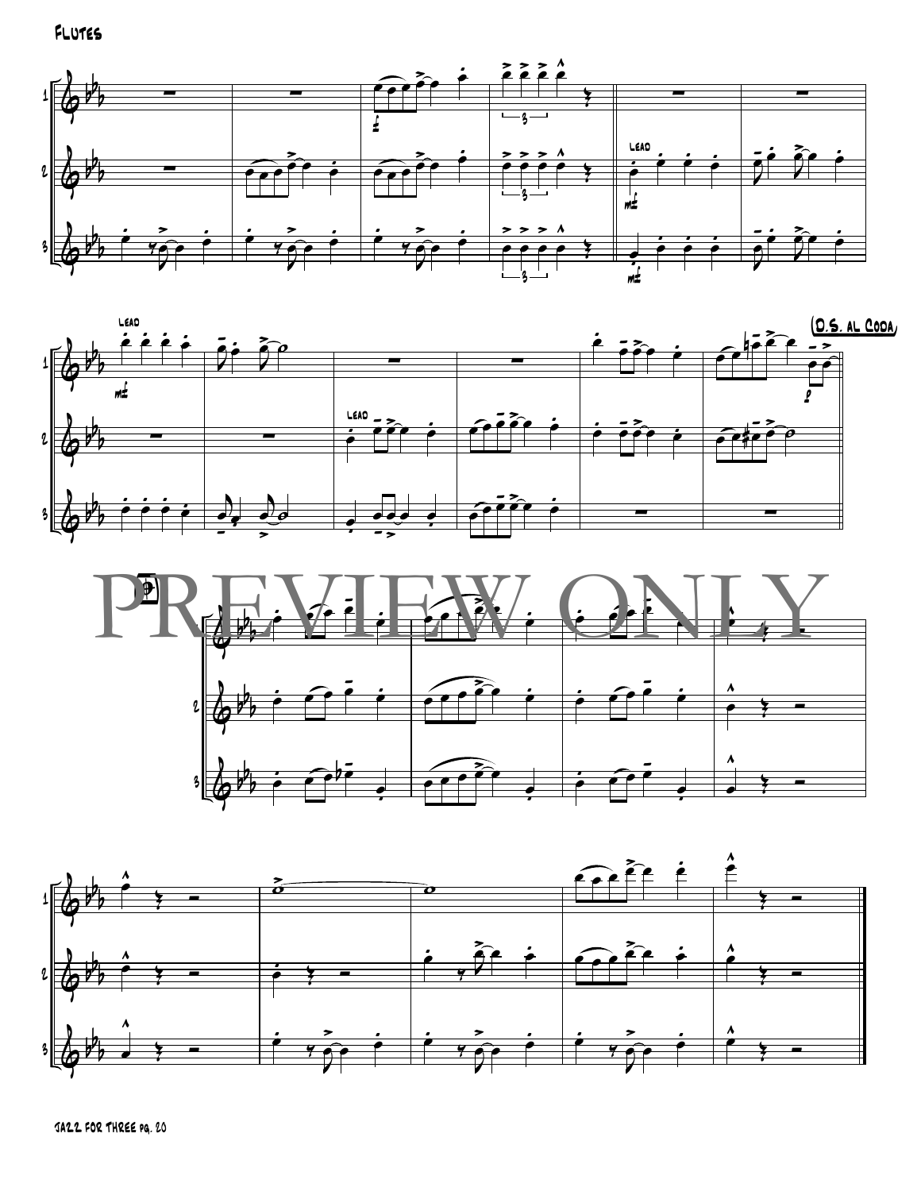Flutes

LEAD

LEAD

LEAD

LEAD

(D.S. al Coda)

PREVIEW ONLY